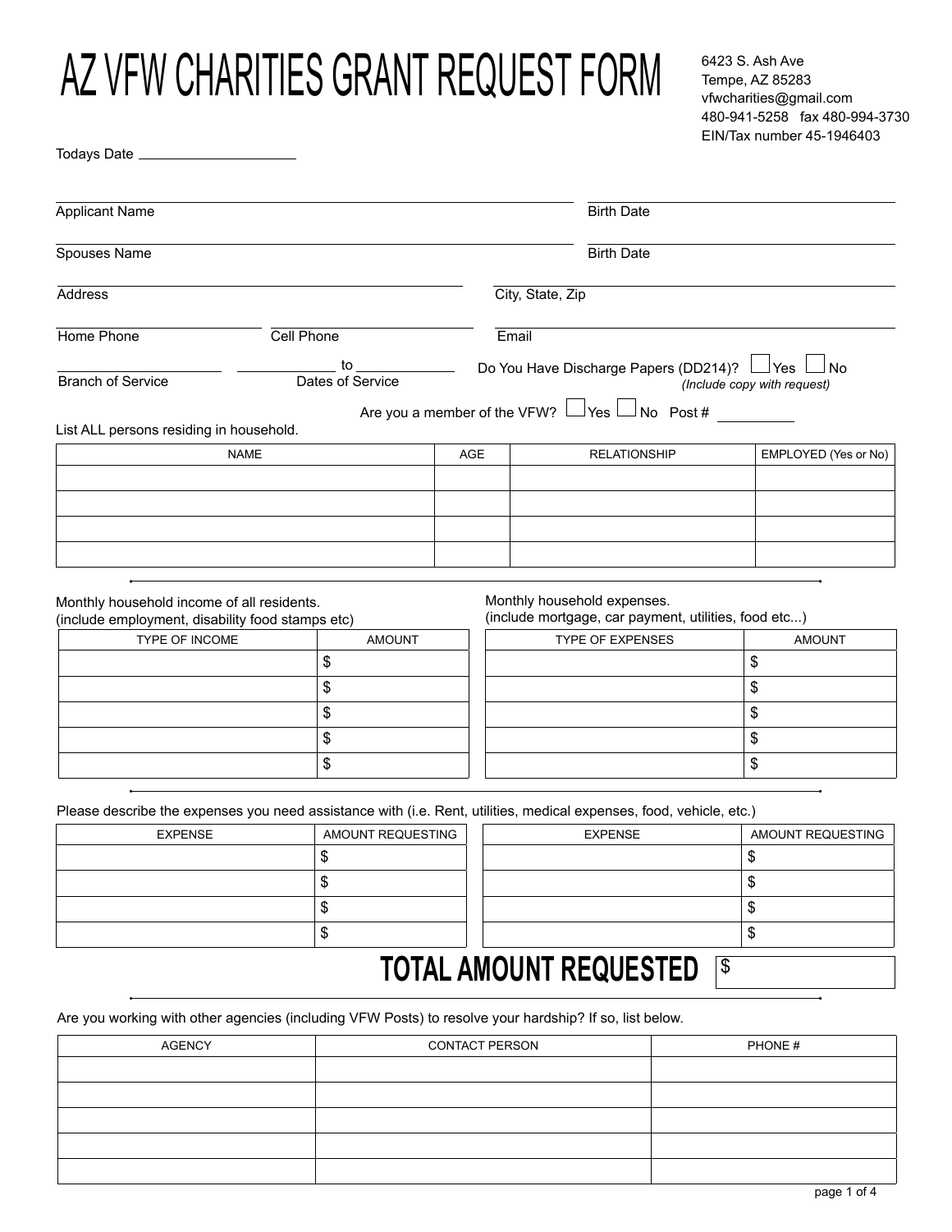# AZ VFW CHARITIES GRANT REQUEST FORM

6423 S. Ash Ave
Tempe, AZ 85283
vfwcharities@gmail.com
480-941-5258 fax 480-994-3730
EIN/Tax number 45-1946403

Todays Date ____________________

Applicant Name ____________________ Birth Date ____________________

Spouses Name ____________________ Birth Date ____________________

Address ____________________ City, State, Zip ____________________

Home Phone ____________________ Cell Phone ____________________ Email ____________________

Branch of Service ____________________ Dates of Service ____________ to ____________

Do You Have Discharge Papers (DD214)? ☐ Yes ☐ No *(Include copy with request)*

Are you a member of the VFW? ☐ Yes ☐ No Post # __________

List ALL persons residing in household.

| NAME | AGE | RELATIONSHIP | EMPLOYED (Yes or No) |
|---|---|---|---|
| | | | |
| | | | |
| | | | |
| | | | |

Monthly household income of all residents.
(include employment, disability food stamps etc)

| TYPE OF INCOME | AMOUNT |
|---|---|
| | $ |
| | $ |
| | $ |
| | $ |
| | $ |

Monthly household expenses.
(include mortgage, car payment, utilities, food etc...)

| TYPE OF EXPENSES | AMOUNT |
|---|---|
| | $ |
| | $ |
| | $ |
| | $ |
| | $ |

Please describe the expenses you need assistance with (i.e. Rent, utilities, medical expenses, food, vehicle, etc.)

| EXPENSE | AMOUNT REQUESTING | EXPENSE | AMOUNT REQUESTING |
|---|---|---|---|
| | $ | | $ |
| | $ | | $ |
| | $ | | $ |
| | $ | | $ |

## TOTAL AMOUNT REQUESTED $ __________

Are you working with other agencies (including VFW Posts) to resolve your hardship? If so, list below.

| AGENCY | CONTACT PERSON | PHONE # |
|---|---|---|
| | | |
| | | |
| | | |
| | | |
| | | |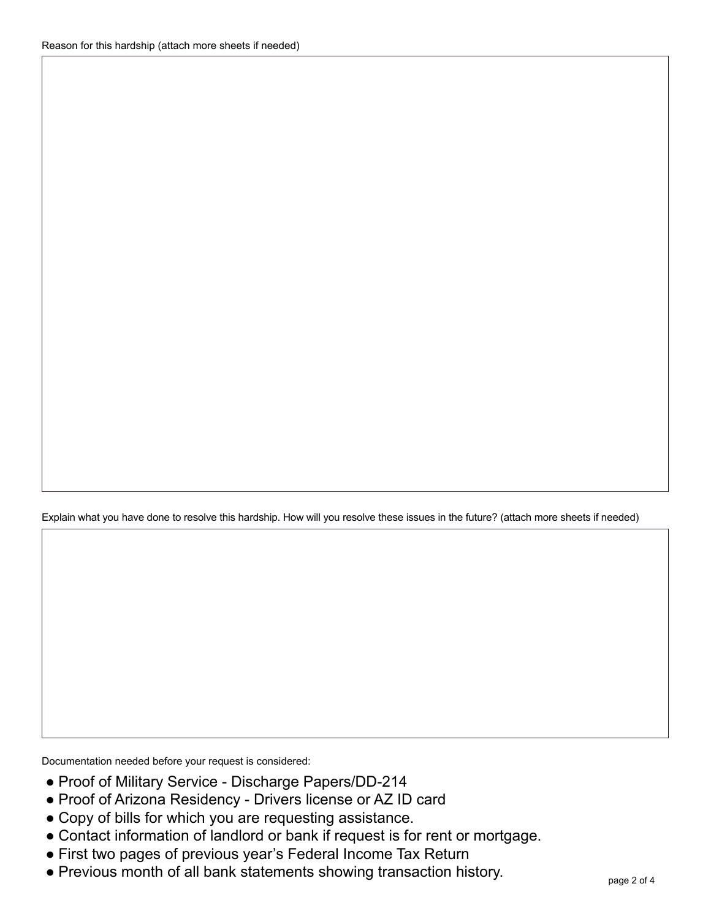Reason for this hardship (attach more sheets if needed)

Explain what you have done to resolve this hardship. How will you resolve these issues in the future? (attach more sheets if needed)

Documentation needed before your request is considered:

- Proof of Military Service - Discharge Papers/DD-214
- Proof of Arizona Residency - Drivers license or AZ ID card
- Copy of bills for which you are requesting assistance.
- Contact information of landlord or bank if request is for rent or mortgage.
- First two pages of previous year's Federal Income Tax Return
- Previous month of all bank statements showing transaction history.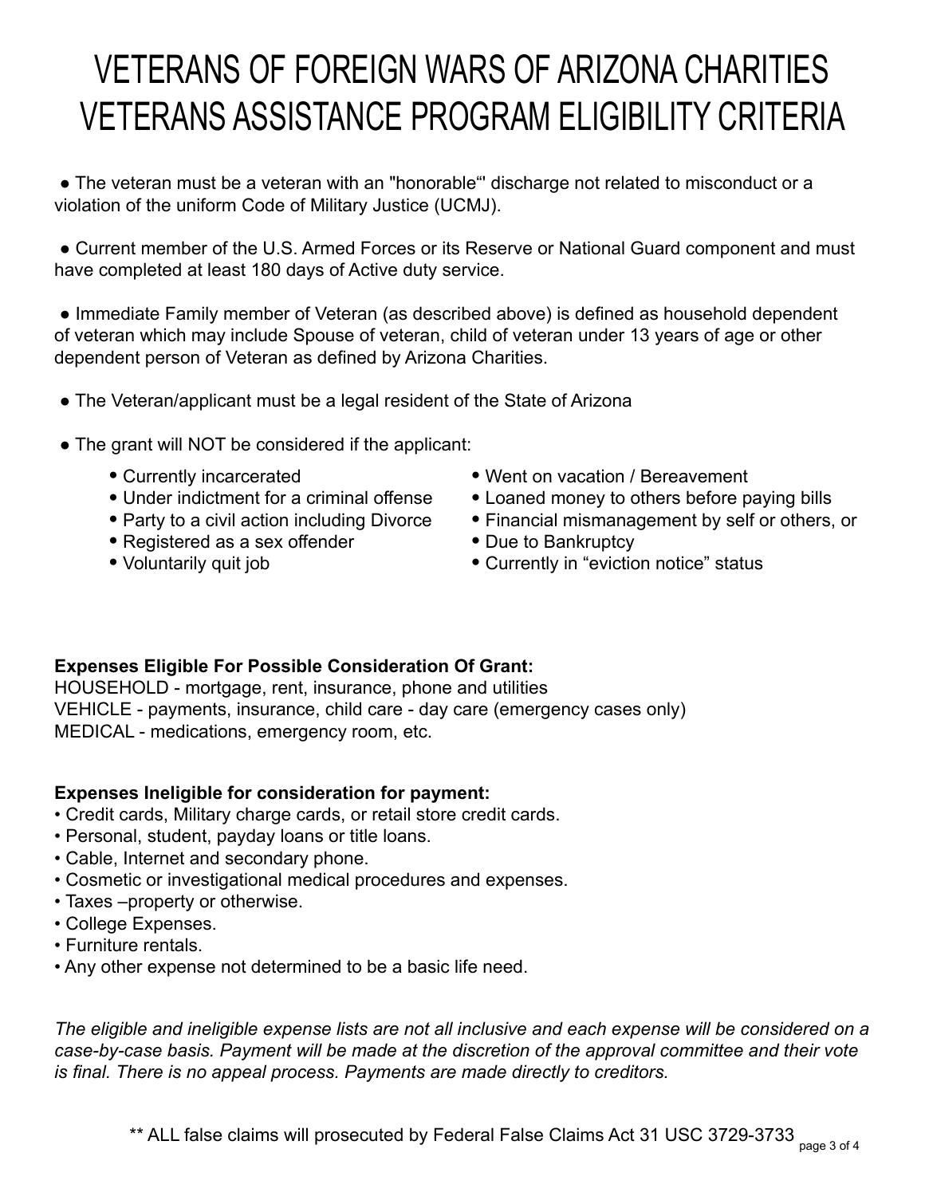# VETERANS OF FOREIGN WARS OF ARIZONA CHARITIES VETERANS ASSISTANCE PROGRAM ELIGIBILITY CRITERIA

- The veteran must be a veteran with an "honorable“' discharge not related to misconduct or a violation of the uniform Code of Military Justice (UCMJ).

- Current member of the U.S. Armed Forces or its Reserve or National Guard component and must have completed at least 180 days of Active duty service.

- Immediate Family member of Veteran (as described above) is defined as household dependent of veteran which may include Spouse of veteran, child of veteran under 13 years of age or other dependent person of Veteran as defined by Arizona Charities.

- The Veteran/applicant must be a legal resident of the State of Arizona

- The grant will NOT be considered if the applicant:
  - Currently incarcerated
  - Under indictment for a criminal offense
  - Party to a civil action including Divorce
  - Registered as a sex offender
  - Voluntarily quit job
  - Went on vacation / Bereavement
  - Loaned money to others before paying bills
  - Financial mismanagement by self or others, or
  - Due to Bankruptcy
  - Currently in “eviction notice” status

**Expenses Eligible For Possible Consideration Of Grant:**
HOUSEHOLD - mortgage, rent, insurance, phone and utilities
VEHICLE - payments, insurance, child care - day care (emergency cases only)
MEDICAL - medications, emergency room, etc.

**Expenses Ineligible for consideration for payment:**
- Credit cards, Military charge cards, or retail store credit cards.
- Personal, student, payday loans or title loans.
- Cable, Internet and secondary phone.
- Cosmetic or investigational medical procedures and expenses.
- Taxes –property or otherwise.
- College Expenses.
- Furniture rentals.
- Any other expense not determined to be a basic life need.

*The eligible and ineligible expense lists are not all inclusive and each expense will be considered on a case-by-case basis. Payment will be made at the discretion of the approval committee and their vote is final. There is no appeal process. Payments are made directly to creditors.*

** ALL false claims will prosecuted by Federal False Claims Act 31 USC 3729-3733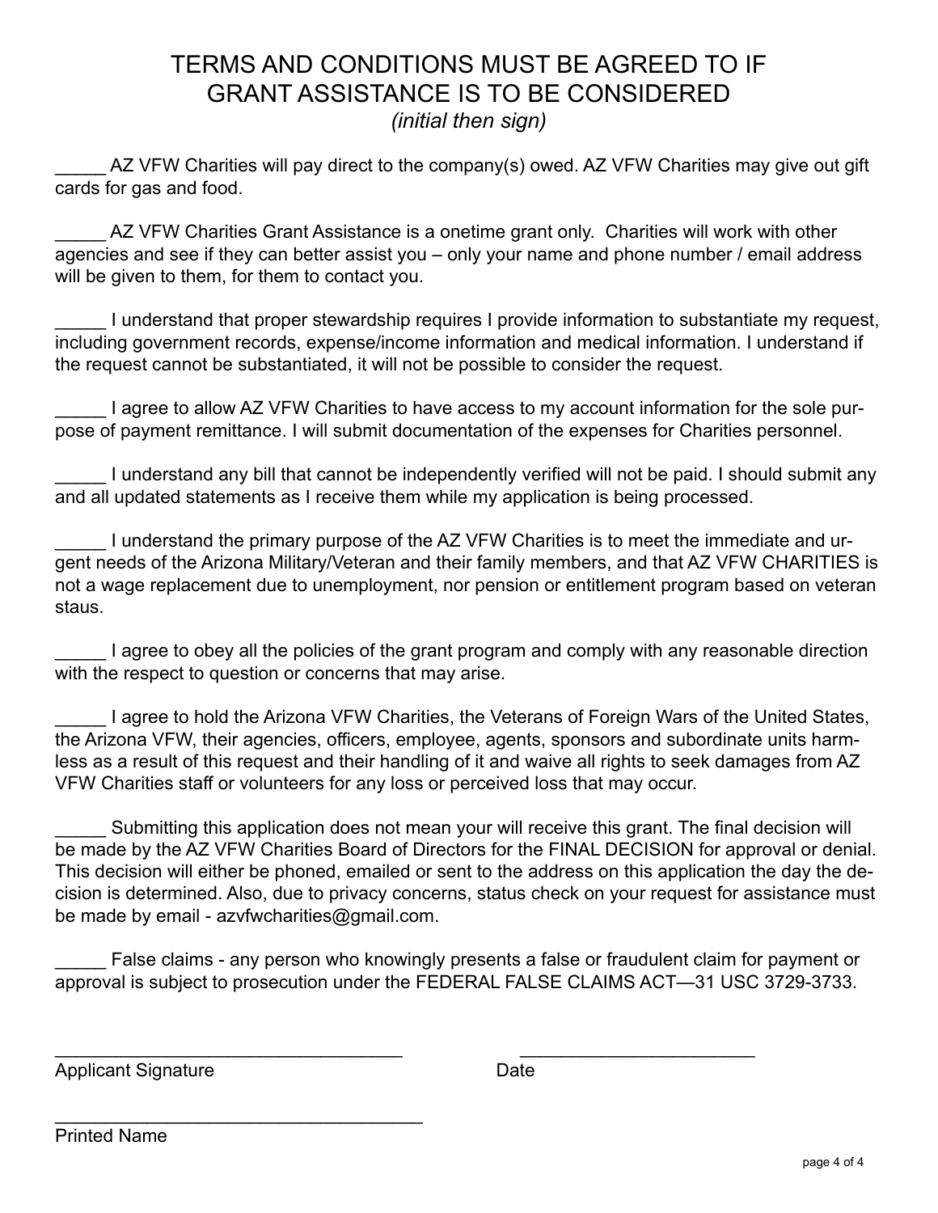# TERMS AND CONDITIONS MUST BE AGREED TO IF GRANT ASSISTANCE IS TO BE CONSIDERED

*(initial then sign)*

_____ AZ VFW Charities will pay direct to the company(s) owed. AZ VFW Charities may give out gift cards for gas and food.

_____ AZ VFW Charities Grant Assistance is a onetime grant only. Charities will work with other agencies and see if they can better assist you – only your name and phone number / email address will be given to them, for them to contact you.

_____ I understand that proper stewardship requires I provide information to substantiate my request, including government records, expense/income information and medical information. I understand if the request cannot be substantiated, it will not be possible to consider the request.

_____ I agree to allow AZ VFW Charities to have access to my account information for the sole purpose of payment remittance. I will submit documentation of the expenses for Charities personnel.

_____ I understand any bill that cannot be independently verified will not be paid. I should submit any and all updated statements as I receive them while my application is being processed.

_____ I understand the primary purpose of the AZ VFW Charities is to meet the immediate and urgent needs of the Arizona Military/Veteran and their family members, and that AZ VFW CHARITIES is not a wage replacement due to unemployment, nor pension or entitlement program based on veteran staus.

_____ I agree to obey all the policies of the grant program and comply with any reasonable direction with the respect to question or concerns that may arise.

_____ I agree to hold the Arizona VFW Charities, the Veterans of Foreign Wars of the United States, the Arizona VFW, their agencies, officers, employee, agents, sponsors and subordinate units harmless as a result of this request and their handling of it and waive all rights to seek damages from AZ VFW Charities staff or volunteers for any loss or perceived loss that may occur.

_____ Submitting this application does not mean your will receive this grant. The final decision will be made by the AZ VFW Charities Board of Directors for the FINAL DECISION for approval or denial. This decision will either be phoned, emailed or sent to the address on this application the day the decision is determined. Also, due to privacy concerns, status check on your request for assistance must be made by email - azvfwcharities@gmail.com.

_____ False claims - any person who knowingly presents a false or fraudulent claim for payment or approval is subject to prosecution under the FEDERAL FALSE CLAIMS ACT—31 USC 3729-3733.

___________________________________ ________________________

Applicant Signature Date

_____________________________________

Printed Name